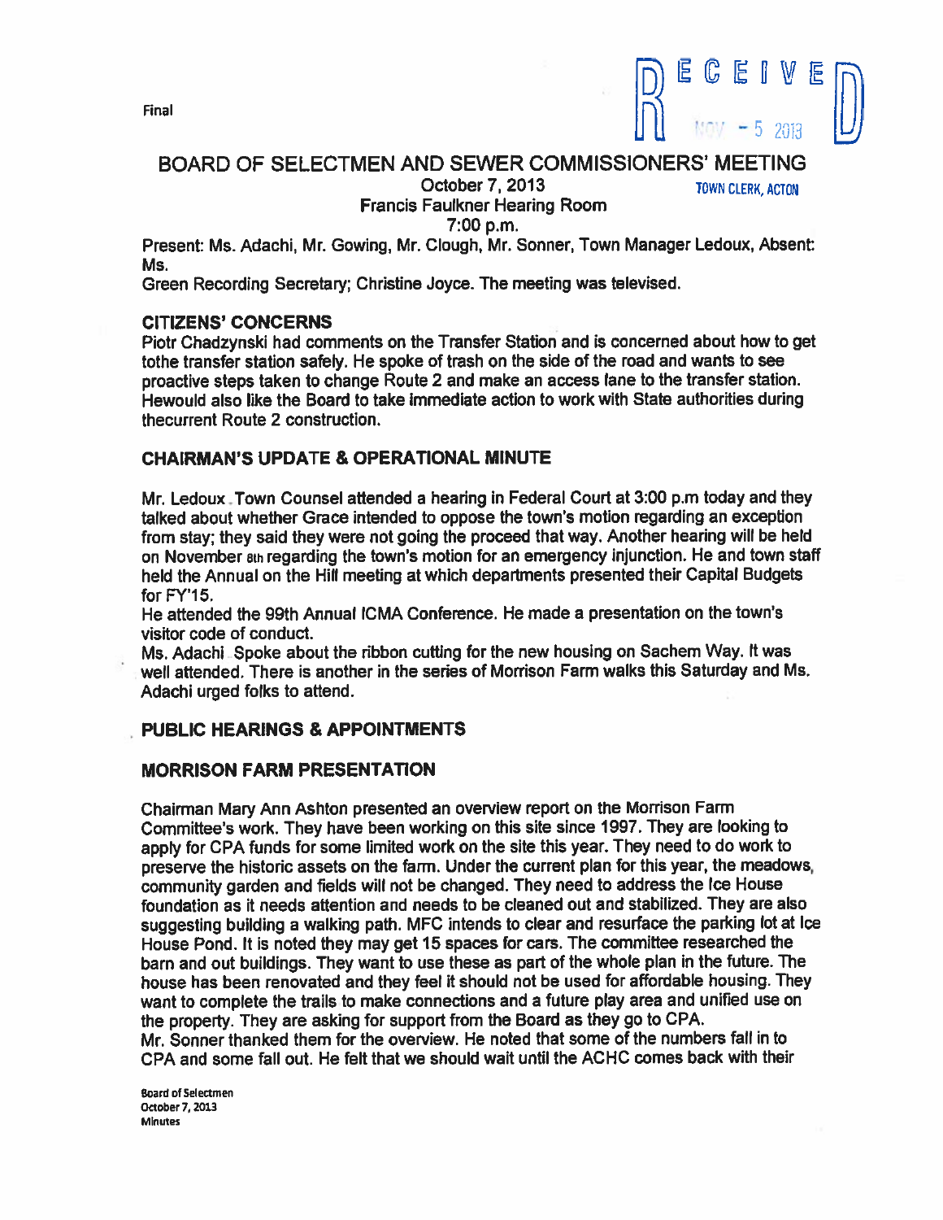Final

RECEIVED
NOV - 5 2013
TOWN CLERK, ACTON

# BOARD OF SELECTMEN AND SEWER COMMISSIONERS' MEETING

October 7, 2013
Francis Faulkner Hearing Room
7:00 p.m.

Present: Ms. Adachi, Mr. Gowing, Mr. Clough, Mr. Sonner, Town Manager Ledoux, Absent: Ms. Green Recording Secretary; Christine Joyce. The meeting was televised.

## CITIZENS' CONCERNS

Piotr Chadzynski had comments on the Transfer Station and is concerned about how to get tothe transfer station safely. He spoke of trash on the side of the road and wants to see proactive steps taken to change Route 2 and make an access lane to the transfer station. Hewould also like the Board to take immediate action to work with State authorities during thecurrent Route 2 construction.

## CHAIRMAN'S UPDATE & OPERATIONAL MINUTE

Mr. Ledoux Town Counsel attended a hearing in Federal Court at 3:00 p.m today and they talked about whether Grace intended to oppose the town's motion regarding an exception from stay; they said they were not going the proceed that way. Another hearing will be held on November 8th regarding the town's motion for an emergency injunction. He and town staff held the Annual on the Hill meeting at which departments presented their Capital Budgets for FY'15.

He attended the 99th Annual ICMA Conference. He made a presentation on the town's visitor code of conduct.

Ms. Adachi Spoke about the ribbon cutting for the new housing on Sachem Way. It was well attended. There is another in the series of Morrison Farm walks this Saturday and Ms. Adachi urged folks to attend.

## PUBLIC HEARINGS & APPOINTMENTS

## MORRISON FARM PRESENTATION

Chairman Mary Ann Ashton presented an overview report on the Morrison Farm Committee's work. They have been working on this site since 1997. They are looking to apply for CPA funds for some limited work on the site this year. They need to do work to preserve the historic assets on the farm. Under the current plan for this year, the meadows, community garden and fields will not be changed. They need to address the Ice House foundation as it needs attention and needs to be cleaned out and stabilized. They are also suggesting building a walking path. MFC intends to clear and resurface the parking lot at Ice House Pond. It is noted they may get 15 spaces for cars. The committee researched the barn and out buildings. They want to use these as part of the whole plan in the future. The house has been renovated and they feel it should not be used for affordable housing. They want to complete the trails to make connections and a future play area and unified use on the property. They are asking for support from the Board as they go to CPA.

Mr. Sonner thanked them for the overview. He noted that some of the numbers fall in to CPA and some fall out. He felt that we should wait until the ACHC comes back with their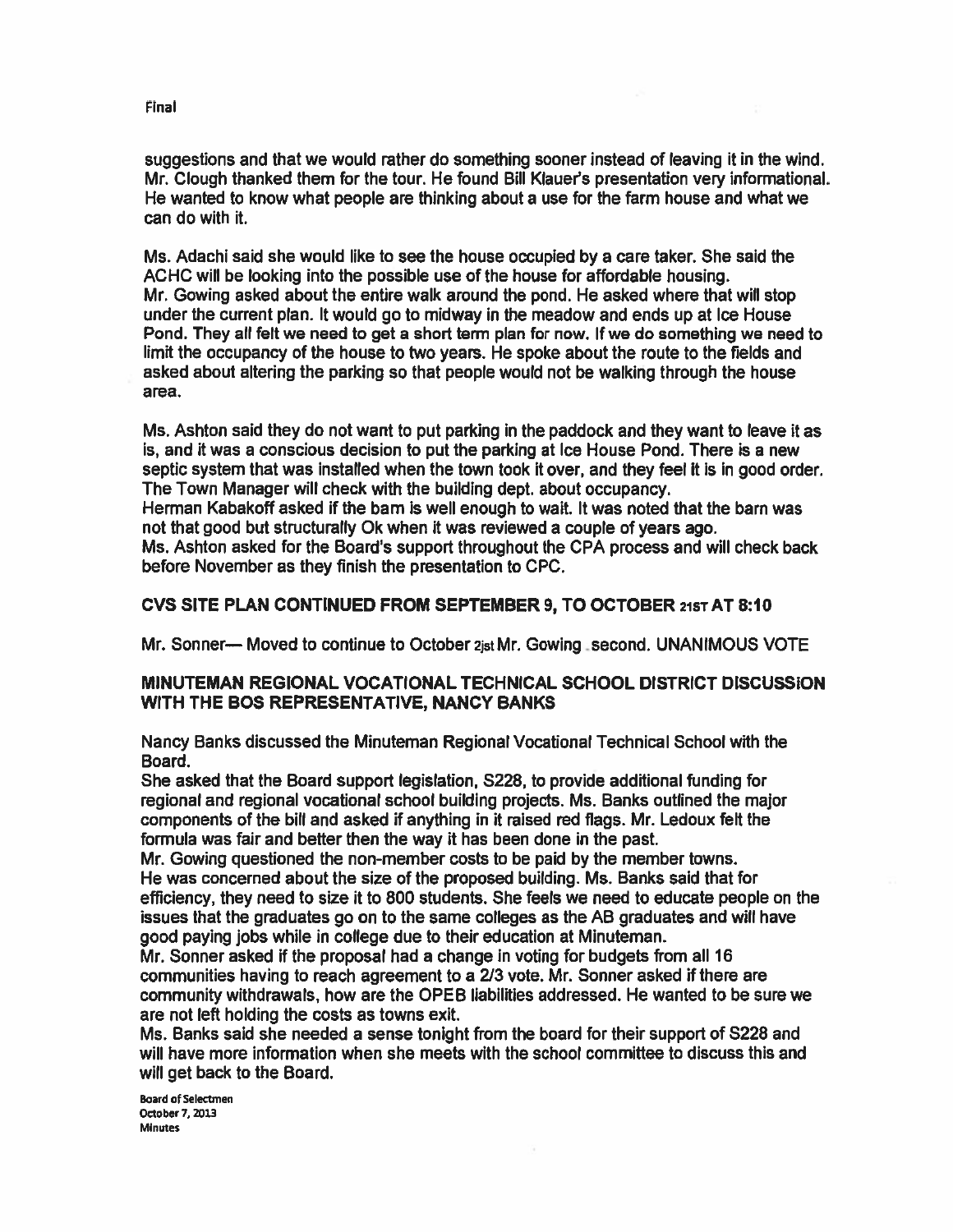suggestions and that we would rather do something sooner instead of leaving it in the wind. Mr. Clough thanked them for the tour. He found Bill Klauer's presentation very informational. He wanted to know what people are thinking about a use for the farm house and what we can do with it.

Ms. Adachi said she would like to see the house occupied by a care taker. She said the ACHC will be looking into the possible use of the house for affordable housing.
Mr. Gowing asked about the entire walk around the pond. He asked where that will stop under the current plan. It would go to midway in the meadow and ends up at Ice House Pond. They all felt we need to get a short term plan for now. If we do something we need to limit the occupancy of the house to two years. He spoke about the route to the fields and asked about altering the parking so that people would not be walking through the house area.

Ms. Ashton said they do not want to put parking in the paddock and they want to leave it as is, and it was a conscious decision to put the parking at Ice House Pond. There is a new septic system that was installed when the town took it over, and they feel it is in good order. The Town Manager will check with the building dept. about occupancy.
Herman Kabakoff asked if the barn is well enough to wait. It was noted that the barn was not that good but structurally Ok when it was reviewed a couple of years ago.
Ms. Ashton asked for the Board's support throughout the CPA process and will check back before November as they finish the presentation to CPC.

## CVS SITE PLAN CONTINUED FROM SEPTEMBER 9, TO OCTOBER 21ST AT 8:10

Mr. Sonner— Moved to continue to October 21st Mr. Gowing second. UNANIMOUS VOTE

## MINUTEMAN REGIONAL VOCATIONAL TECHNICAL SCHOOL DISTRICT DISCUSSION WITH THE BOS REPRESENTATIVE, NANCY BANKS

Nancy Banks discussed the Minuteman Regional Vocational Technical School with the Board.
She asked that the Board support legislation, S228, to provide additional funding for regional and regional vocational school building projects. Ms. Banks outlined the major components of the bill and asked if anything in it raised red flags. Mr. Ledoux felt the formula was fair and better then the way it has been done in the past.
Mr. Gowing questioned the non-member costs to be paid by the member towns.
He was concerned about the size of the proposed building. Ms. Banks said that for efficiency, they need to size it to 800 students. She feels we need to educate people on the issues that the graduates go on to the same colleges as the AB graduates and will have good paying jobs while in college due to their education at Minuteman.
Mr. Sonner asked if the proposal had a change in voting for budgets from all 16 communities having to reach agreement to a 2/3 vote. Mr. Sonner asked if there are community withdrawals, how are the OPEB liabilities addressed. He wanted to be sure we are not left holding the costs as towns exit.
Ms. Banks said she needed a sense tonight from the board for their support of S228 and will have more information when she meets with the school committee to discuss this and will get back to the Board.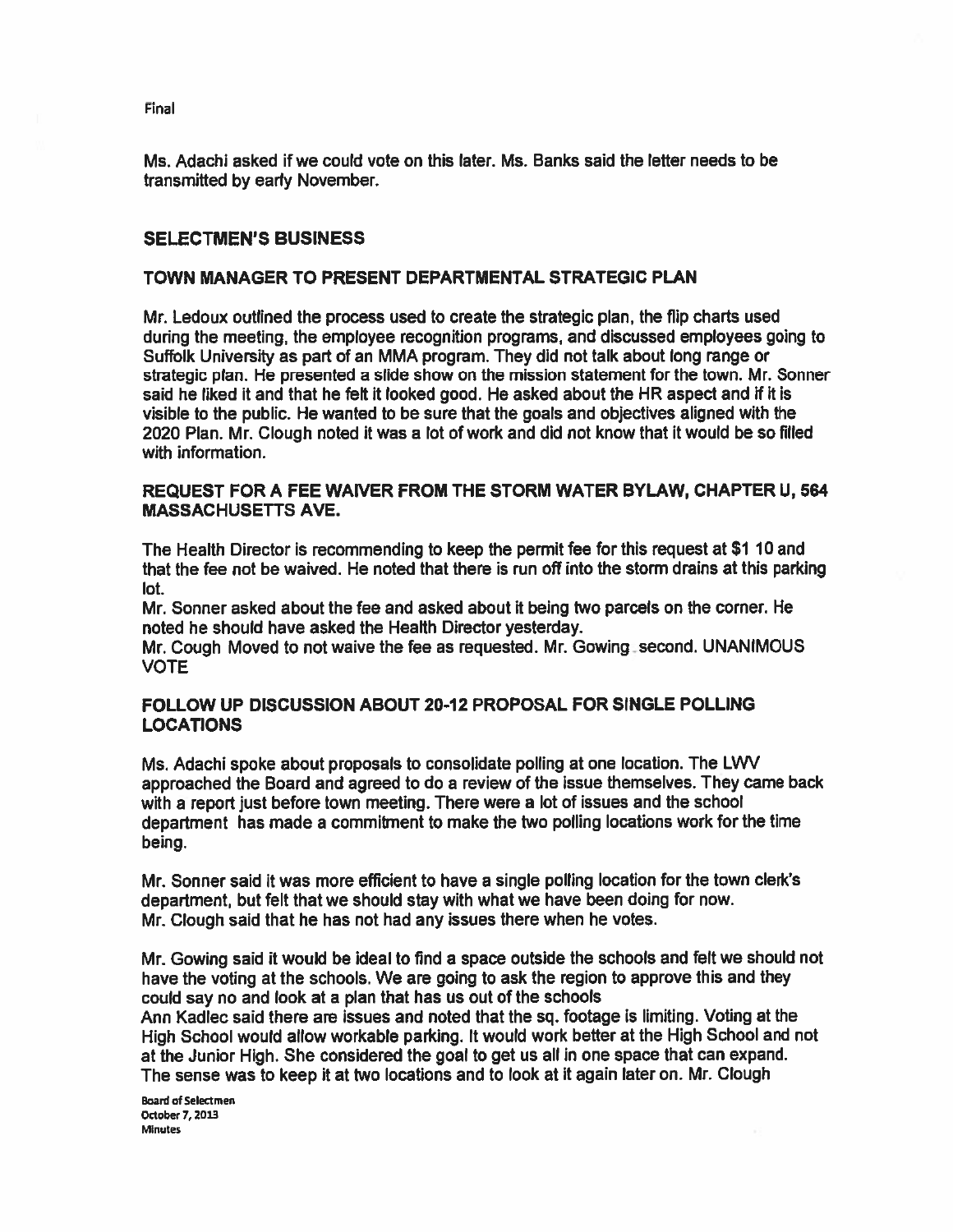Final

Ms. Adachi asked if we could vote on this later. Ms. Banks said the letter needs to be transmitted by early November.

## SELECTMEN'S BUSINESS

### TOWN MANAGER TO PRESENT DEPARTMENTAL STRATEGIC PLAN

Mr. Ledoux outlined the process used to create the strategic plan, the flip charts used during the meeting, the employee recognition programs, and discussed employees going to Suffolk University as part of an MMA program. They did not talk about long range or strategic plan. He presented a slide show on the mission statement for the town. Mr. Sonner said he liked it and that he felt it looked good. He asked about the HR aspect and if it is visible to the public. He wanted to be sure that the goals and objectives aligned with the 2020 Plan. Mr. Clough noted it was a lot of work and did not know that it would be so filled with information.

### REQUEST FOR A FEE WAIVER FROM THE STORM WATER BYLAW, CHAPTER U, 564 MASSACHUSETTS AVE.

The Health Director is recommending to keep the permit fee for this request at $1 10 and that the fee not be waived. He noted that there is run off into the storm drains at this parking lot.

Mr. Sonner asked about the fee and asked about it being two parcels on the corner. He noted he should have asked the Health Director yesterday.

Mr. Cough Moved to not waive the fee as requested. Mr. Gowing second. UNANIMOUS VOTE

### FOLLOW UP DISCUSSION ABOUT 20-12 PROPOSAL FOR SINGLE POLLING LOCATIONS

Ms. Adachi spoke about proposals to consolidate polling at one location. The LWV approached the Board and agreed to do a review of the issue themselves. They came back with a report just before town meeting. There were a lot of issues and the school department has made a commitment to make the two polling locations work for the time being.

Mr. Sonner said it was more efficient to have a single polling location for the town clerk's department, but felt that we should stay with what we have been doing for now.
Mr. Clough said that he has not had any issues there when he votes.

Mr. Gowing said it would be ideal to find a space outside the schools and felt we should not have the voting at the schools. We are going to ask the region to approve this and they could say no and look at a plan that has us out of the schools
Ann Kadlec said there are issues and noted that the sq. footage is limiting. Voting at the High School would allow workable parking. It would work better at the High School and not at the Junior High. She considered the goal to get us all in one space that can expand. The sense was to keep it at two locations and to look at it again later on. Mr. Clough

Board of Selectmen
October 7, 2013
Minutes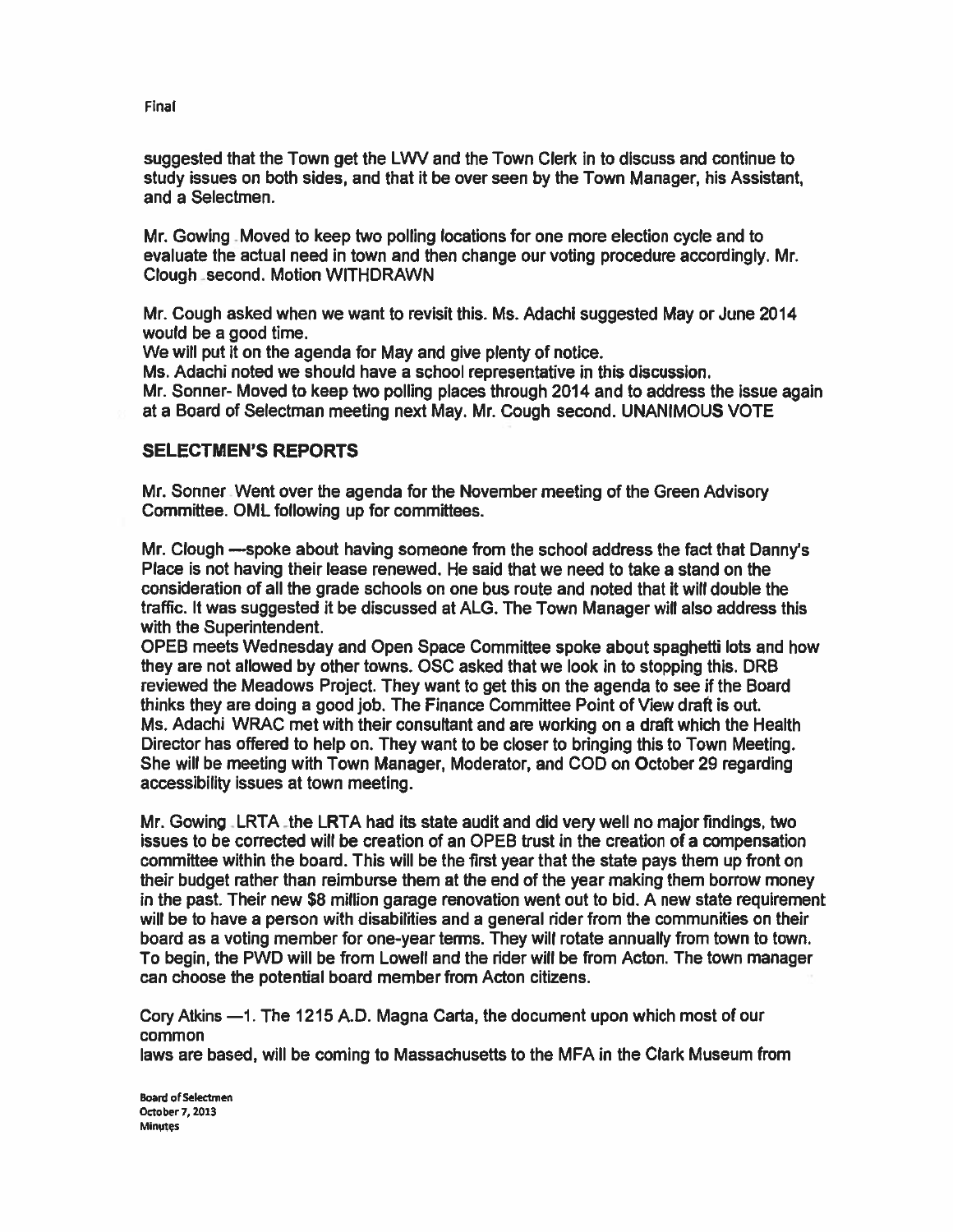suggested that the Town get the LWV and the Town Clerk in to discuss and continue to study issues on both sides, and that it be over seen by the Town Manager, his Assistant, and a Selectmen.

Mr. Gowing Moved to keep two polling locations for one more election cycle and to evaluate the actual need in town and then change our voting procedure accordingly. Mr. Clough second. Motion WITHDRAWN

Mr. Cough asked when we want to revisit this. Ms. Adachi suggested May or June 2014 would be a good time.
We will put it on the agenda for May and give plenty of notice.
Ms. Adachi noted we should have a school representative in this discussion.
Mr. Sonner- Moved to keep two polling places through 2014 and to address the issue again at a Board of Selectman meeting next May. Mr. Cough second. UNANIMOUS VOTE

## SELECTMEN'S REPORTS

Mr. Sonner Went over the agenda for the November meeting of the Green Advisory Committee. OML following up for committees.

Mr. Clough —spoke about having someone from the school address the fact that Danny's Place is not having their lease renewed. He said that we need to take a stand on the consideration of all the grade schools on one bus route and noted that it will double the traffic. It was suggested it be discussed at ALG. The Town Manager will also address this with the Superintendent.
OPEB meets Wednesday and Open Space Committee spoke about spaghetti lots and how they are not allowed by other towns. OSC asked that we look in to stopping this. DRB reviewed the Meadows Project. They want to get this on the agenda to see if the Board thinks they are doing a good job. The Finance Committee Point of View draft is out.
Ms. Adachi WRAC met with their consultant and are working on a draft which the Health Director has offered to help on. They want to be closer to bringing this to Town Meeting. She will be meeting with Town Manager, Moderator, and COD on October 29 regarding accessibility issues at town meeting.

Mr. Gowing LRTA the LRTA had its state audit and did very well no major findings, two issues to be corrected will be creation of an OPEB trust in the creation of a compensation committee within the board. This will be the first year that the state pays them up front on their budget rather than reimburse them at the end of the year making them borrow money in the past. Their new $8 million garage renovation went out to bid. A new state requirement will be to have a person with disabilities and a general rider from the communities on their board as a voting member for one-year terms. They will rotate annually from town to town. To begin, the PWD will be from Lowell and the rider will be from Acton. The town manager can choose the potential board member from Acton citizens.

Cory Atkins —1. The 1215 A.D. Magna Carta, the document upon which most of our common
laws are based, will be coming to Massachusetts to the MFA in the Clark Museum from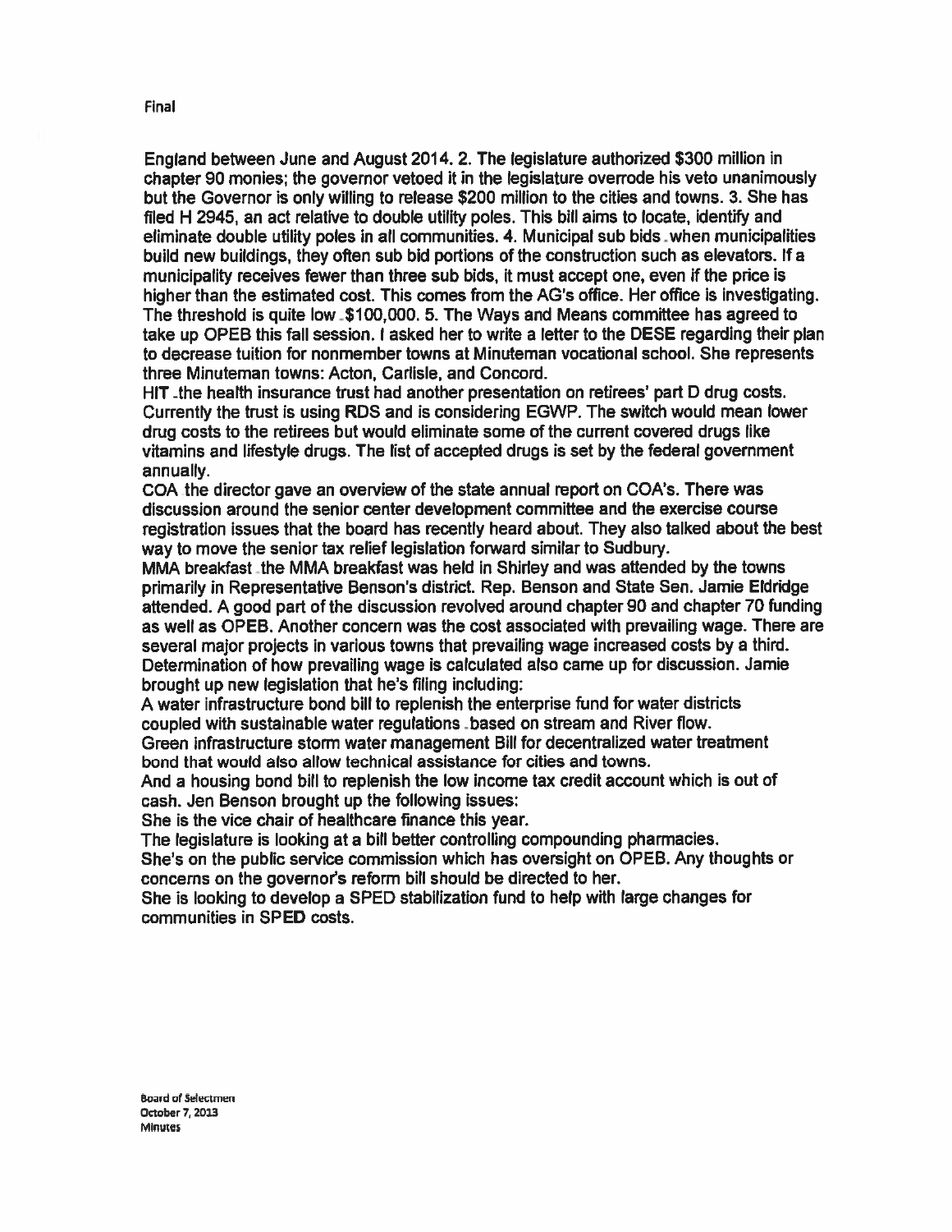England between June and August 2014. 2. The legislature authorized $300 million in chapter 90 monies; the governor vetoed it in the legislature overrode his veto unanimously but the Governor is only willing to release $200 million to the cities and towns. 3. She has filed H 2945, an act relative to double utility poles. This bill aims to locate, identify and eliminate double utility poles in all communities. 4. Municipal sub bids when municipalities build new buildings, they often sub bid portions of the construction such as elevators. If a municipality receives fewer than three sub bids, it must accept one, even if the price is higher than the estimated cost. This comes from the AG's office. Her office is investigating. The threshold is quite low $100,000. 5. The Ways and Means committee has agreed to take up OPEB this fall session. I asked her to write a letter to the DESE regarding their plan to decrease tuition for nonmember towns at Minuteman vocational school. She represents three Minuteman towns: Acton, Carlisle, and Concord.

HIT the health insurance trust had another presentation on retirees' part D drug costs. Currently the trust is using RDS and is considering EGWP. The switch would mean lower drug costs to the retirees but would eliminate some of the current covered drugs like vitamins and lifestyle drugs. The list of accepted drugs is set by the federal government annually.

COA the director gave an overview of the state annual report on COA's. There was discussion around the senior center development committee and the exercise course registration issues that the board has recently heard about. They also talked about the best way to move the senior tax relief legislation forward similar to Sudbury.

MMA breakfast the MMA breakfast was held in Shirley and was attended by the towns primarily in Representative Benson's district. Rep. Benson and State Sen. Jamie Eldridge attended. A good part of the discussion revolved around chapter 90 and chapter 70 funding as well as OPEB. Another concern was the cost associated with prevailing wage. There are several major projects in various towns that prevailing wage increased costs by a third. Determination of how prevailing wage is calculated also came up for discussion. Jamie brought up new legislation that he's filing including:

A water infrastructure bond bill to replenish the enterprise fund for water districts coupled with sustainable water regulations based on stream and River flow.

Green infrastructure storm water management Bill for decentralized water treatment bond that would also allow technical assistance for cities and towns.

And a housing bond bill to replenish the low income tax credit account which is out of cash. Jen Benson brought up the following issues:

She is the vice chair of healthcare finance this year.

The legislature is looking at a bill better controlling compounding pharmacies.

She's on the public service commission which has oversight on OPEB. Any thoughts or concerns on the governor's reform bill should be directed to her.

She is looking to develop a SPED stabilization fund to help with large changes for communities in SPED costs.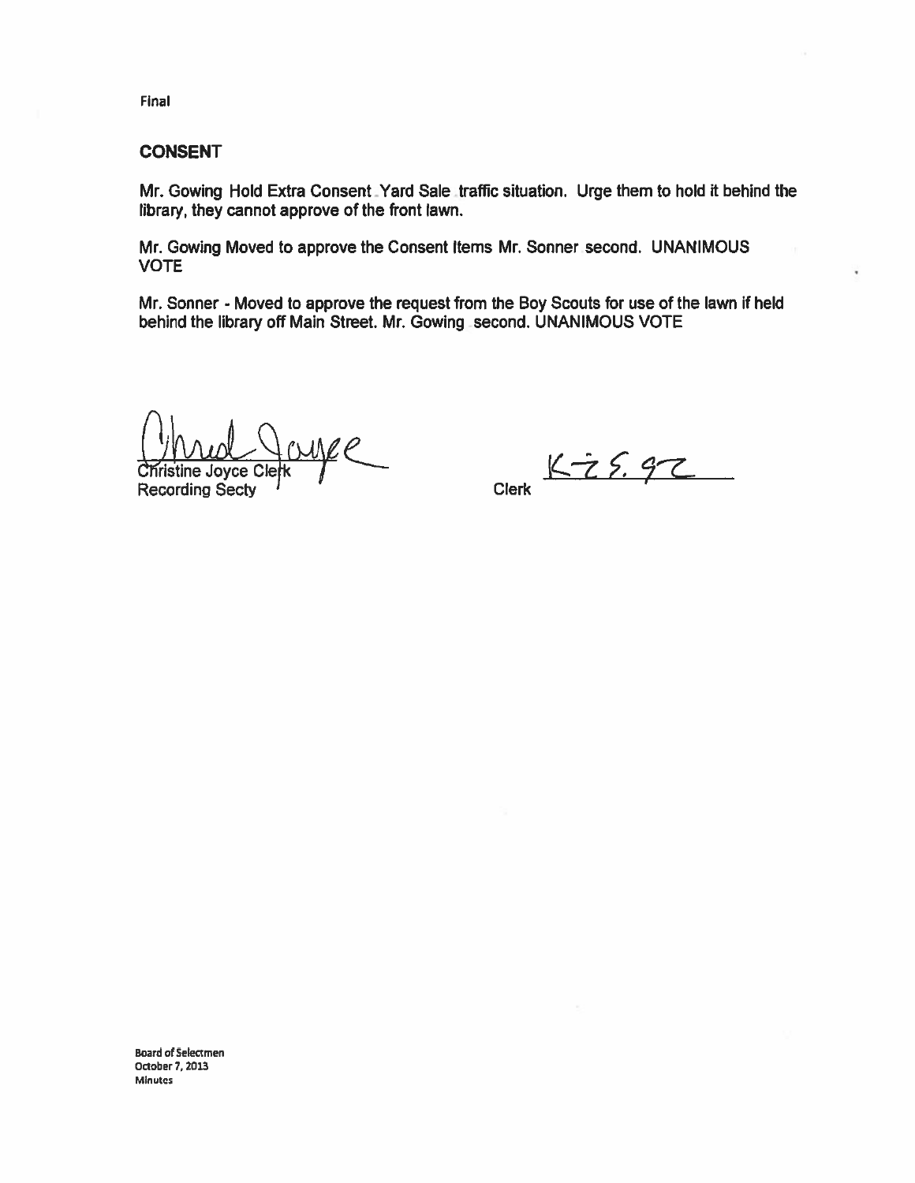Final

**CONSENT**

Mr. Gowing Hold Extra Consent Yard Sale traffic situation. Urge them to hold it behind the library, they cannot approve of the front lawn.

Mr. Gowing Moved to approve the Consent Items Mr. Sonner second. UNANIMOUS VOTE

Mr. Sonner - Moved to approve the request from the Boy Scouts for use of the lawn if held behind the library off Main Street. Mr. Gowing second. UNANIMOUS VOTE

Christine Joyce Clerk
Recording Secty

Clerk K-Z S. 9Z

Board of Selectmen
October 7, 2013
Minutes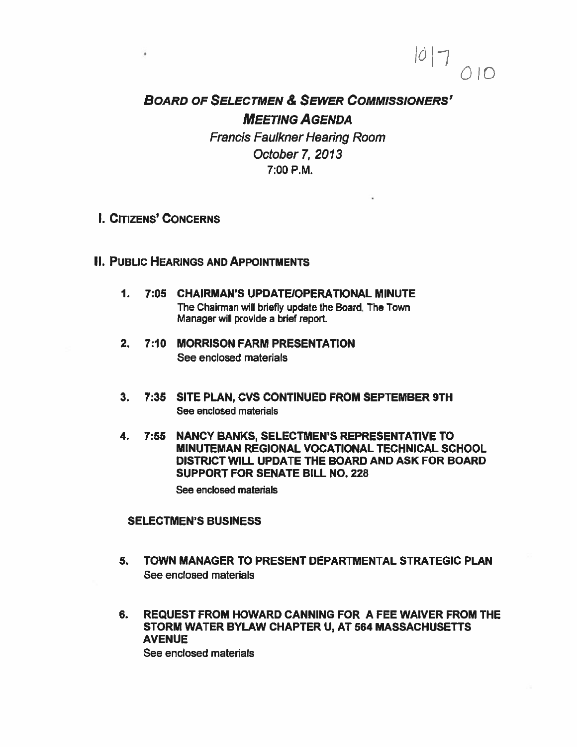10|7 010

# Board of Selectmen & Sewer Commissioners' Meeting Agenda

*Francis Faulkner Hearing Room*
*October 7, 2013*
7:00 P.M.

## I. Citizens' Concerns

## II. Public Hearings and Appointments

1. **7:05 CHAIRMAN'S UPDATE/OPERATIONAL MINUTE**
   The Chairman will briefly update the Board. The Town Manager will provide a brief report.

2. **7:10 MORRISON FARM PRESENTATION**
   See enclosed materials

3. **7:35 SITE PLAN, CVS CONTINUED FROM SEPTEMBER 9TH**
   See enclosed materials

4. **7:55 NANCY BANKS, SELECTMEN'S REPRESENTATIVE TO MINUTEMAN REGIONAL VOCATIONAL TECHNICAL SCHOOL DISTRICT WILL UPDATE THE BOARD AND ASK FOR BOARD SUPPORT FOR SENATE BILL NO. 228**
   See enclosed materials

### SELECTMEN'S BUSINESS

5. **TOWN MANAGER TO PRESENT DEPARTMENTAL STRATEGIC PLAN**
   See enclosed materials

6. **REQUEST FROM HOWARD CANNING FOR A FEE WAIVER FROM THE STORM WATER BYLAW CHAPTER U, AT 564 MASSACHUSETTS AVENUE**
   See enclosed materials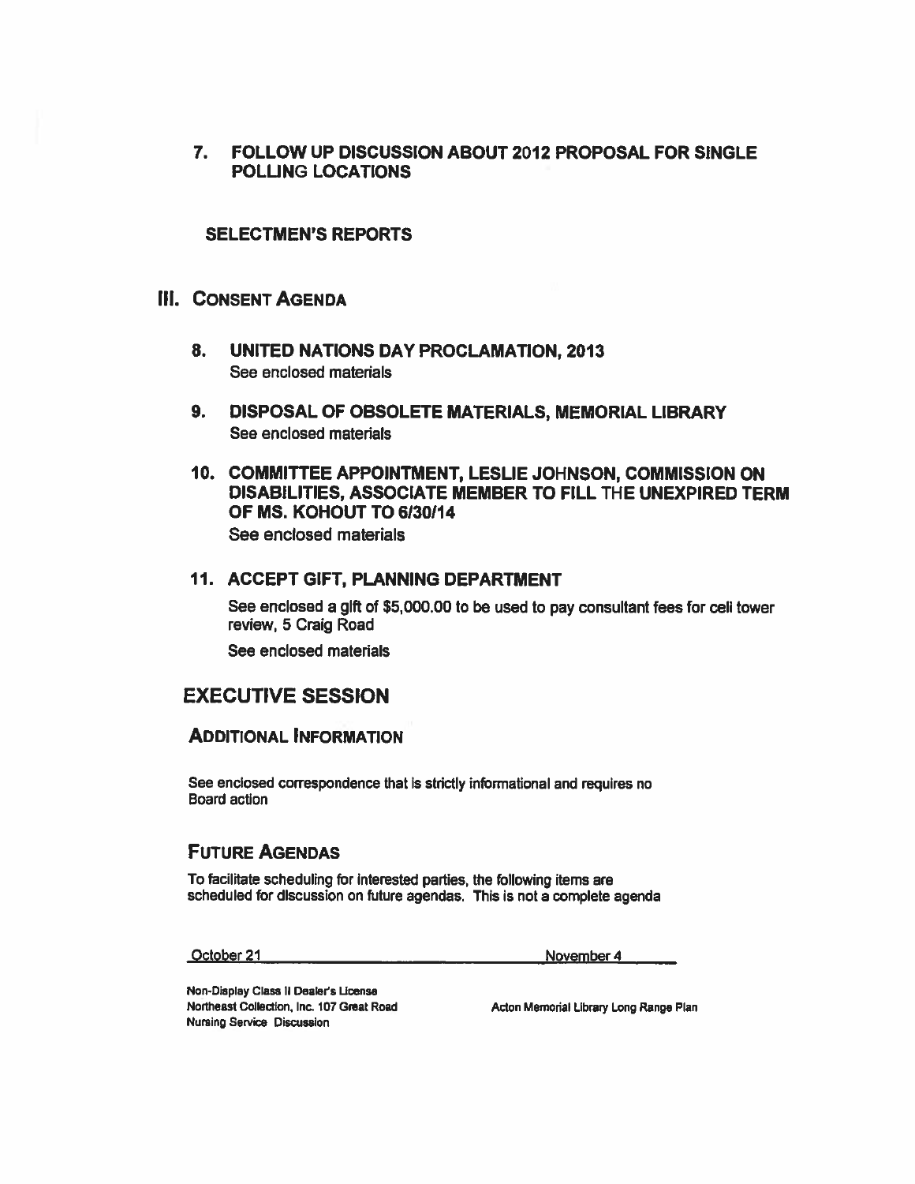### 7. FOLLOW UP DISCUSSION ABOUT 2012 PROPOSAL FOR SINGLE POLLING LOCATIONS

## SELECTMEN'S REPORTS

## III. CONSENT AGENDA

### 8. UNITED NATIONS DAY PROCLAMATION, 2013

See enclosed materials

### 9. DISPOSAL OF OBSOLETE MATERIALS, MEMORIAL LIBRARY

See enclosed materials

### 10. COMMITTEE APPOINTMENT, LESLIE JOHNSON, COMMISSION ON DISABILITIES, ASSOCIATE MEMBER TO FILL THE UNEXPIRED TERM OF MS. KOHOUT TO 6/30/14

See enclosed materials

### 11. ACCEPT GIFT, PLANNING DEPARTMENT

See enclosed a gift of $5,000.00 to be used to pay consultant fees for cell tower review, 5 Craig Road

See enclosed materials

## EXECUTIVE SESSION

## ADDITIONAL INFORMATION

See enclosed correspondence that is strictly informational and requires no Board action

## FUTURE AGENDAS

To facilitate scheduling for interested parties, the following items are scheduled for discussion on future agendas. This is not a complete agenda

| October 21 | November 4 |
| --- | --- |
| Non-Display Class II Dealer's License Northeast Collection, Inc. 107 Great Road | Acton Memorial Library Long Range Plan |
| Nursing Service Discussion | |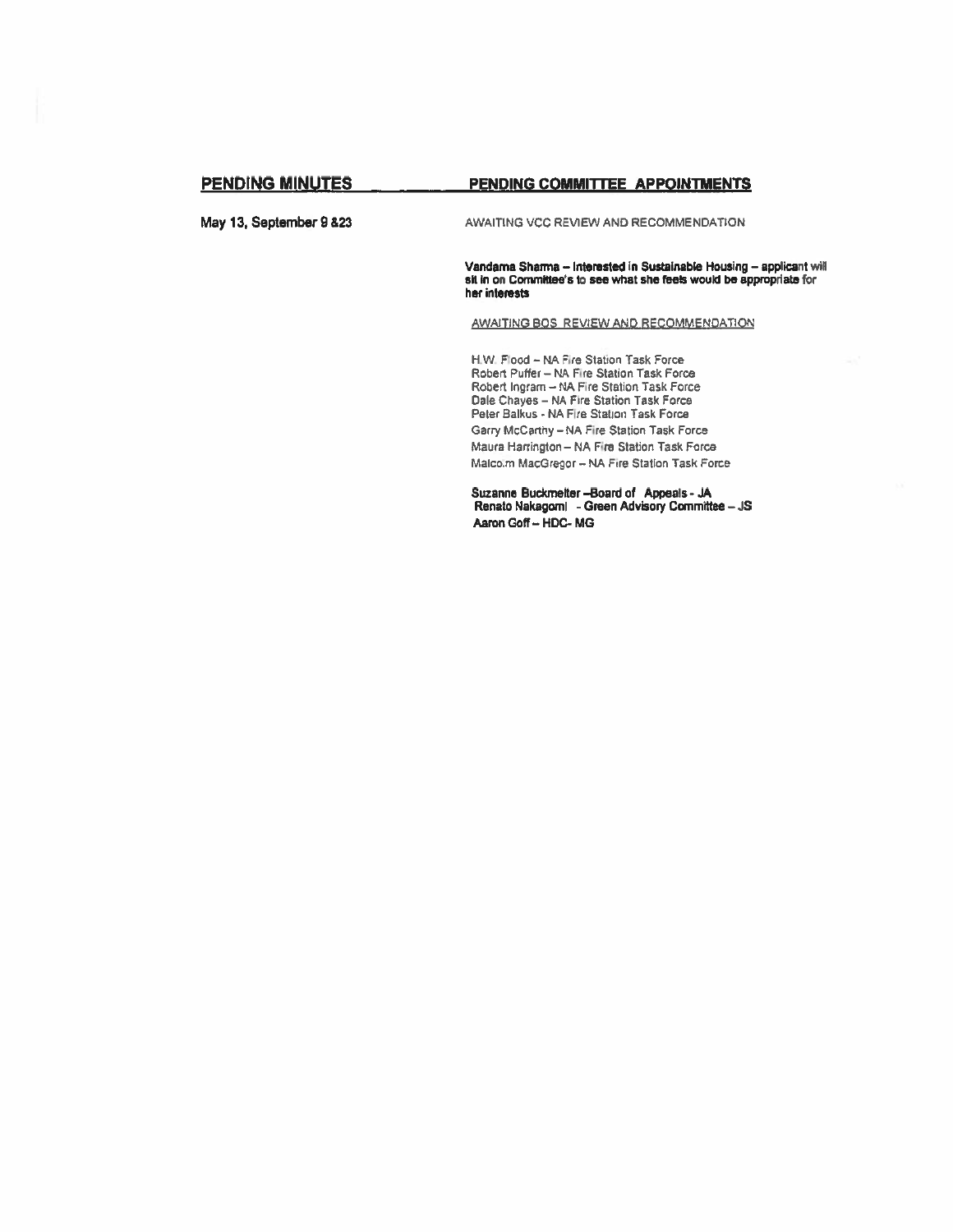**PENDING MINUTES**

May 13, September 9 &23

**PENDING COMMITTEE APPOINTMENTS**

AWAITING VCC REVIEW AND RECOMMENDATION

**Vandama Sharma – Interested in Sustainable Housing – applicant will sit in on Committee's to see what she feels would be appropriate for her interests**

AWAITING BOS REVIEW AND RECOMMENDATION

H.W. Flood – NA Fire Station Task Force
Robert Puffer – NA Fire Station Task Force
Robert Ingram – NA Fire Station Task Force
Dale Chayes – NA Fire Station Task Force
Peter Balkus - NA Fire Station Task Force
Garry McCarthy – NA Fire Station Task Force
Maura Harrington – NA Fire Station Task Force
Malcolm MacGregor – NA Fire Station Task Force

**Suzanne Buckmelter –Board of Appeals - JA**
**Renato Nakagomi - Green Advisory Committee – JS**
**Aaron Goff – HDC- MG**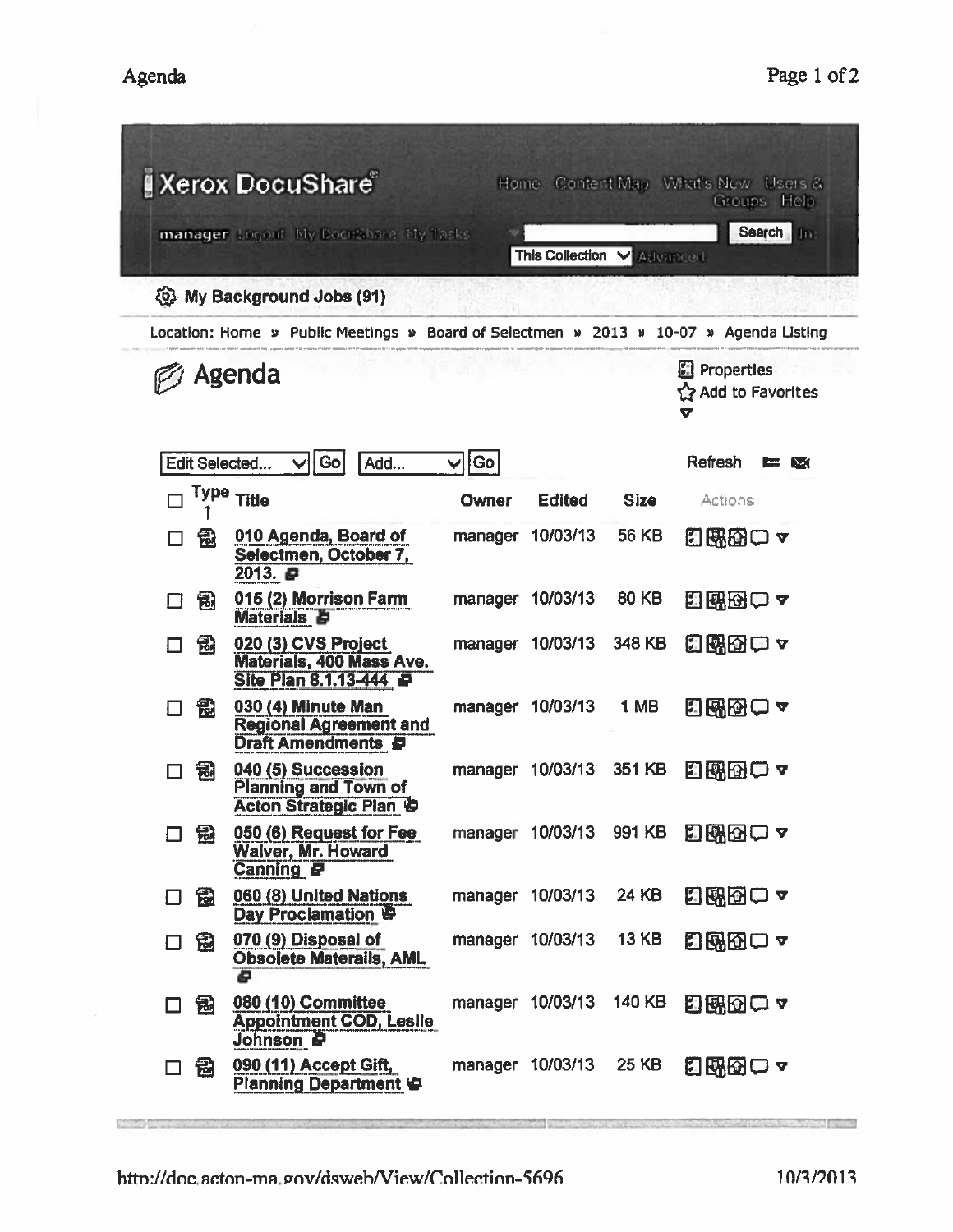Xerox DocuShare

Home Content Map What's New Users & Groups Help

manager Logout My DocuShare My Tasks

Search In: This Collection Advanced

My Background Jobs (91)

Location: Home » Public Meetings » Board of Selectmen » 2013 » 10-07 » Agenda Listing

# Agenda

Properties
Add to Favorites

Edit Selected... Go Add... Go Refresh

| Type | Title | Owner | Edited | Size | Actions |
|---|---|---|---|---|---|
| PDF | 010 Agenda, Board of Selectmen, October 7, 2013. | manager | 10/03/13 | 56 KB | |
| PDF | 015 (2) Morrison Farm Materials | manager | 10/03/13 | 80 KB | |
| PDF | 020 (3) CVS Project Materials, 400 Mass Ave. Site Plan 8.1.13-444 | manager | 10/03/13 | 348 KB | |
| PDF | 030 (4) Minute Man Regional Agreement and Draft Amendments | manager | 10/03/13 | 1 MB | |
| PDF | 040 (5) Succession Planning and Town of Acton Strategic Plan | manager | 10/03/13 | 351 KB | |
| PDF | 050 (6) Request for Fee Waiver, Mr. Howard Canning | manager | 10/03/13 | 991 KB | |
| PDF | 060 (8) United Nations Day Proclamation | manager | 10/03/13 | 24 KB | |
| PDF | 070 (9) Disposal of Obsolete Materails, AML | manager | 10/03/13 | 13 KB | |
| PDF | 080 (10) Committee Appointment COD, Leslie Johnson | manager | 10/03/13 | 140 KB | |
| PDF | 090 (11) Accept Gift, Planning Department | manager | 10/03/13 | 25 KB | |

http://doc.acton-ma.gov/dsweb/View/Collection-5696 10/3/2013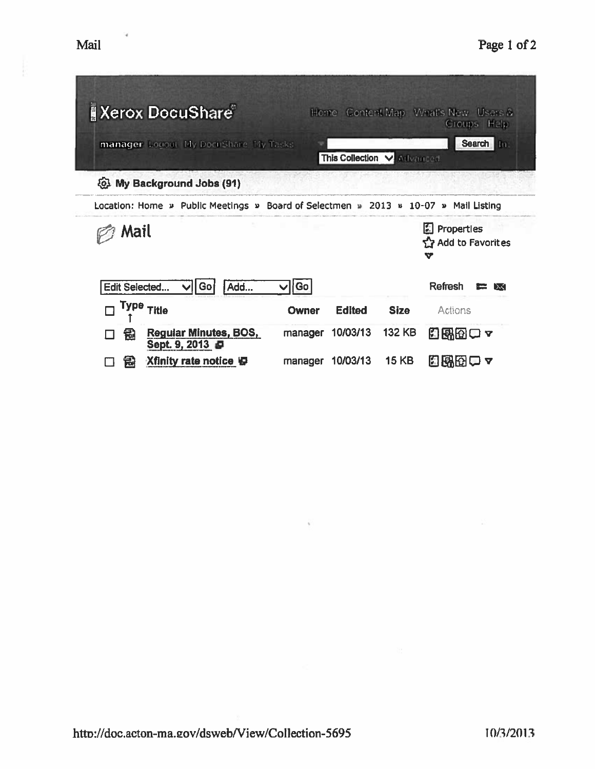Xerox DocuShare

Home Content Map What's New Users & Groups Help

manager Logout My DocuShare My Tasks

Search In: This Collection Advanced

My Background Jobs (91)

Location: Home » Public Meetings » Board of Selectmen » 2013 » 10-07 » Mail Listing

# Mail

Properties

Add to Favorites

Edit Selected... Go Add... Go

Refresh

| Type | Title | Owner | Edited | Size | Actions |
|---|---|---|---|---|---|
| PDF | Regular Minutes, BOS, Sept. 9, 2013 | manager | 10/03/13 | 132 KB | |
| PDF | Xfinity rate notice | manager | 10/03/13 | 15 KB | |